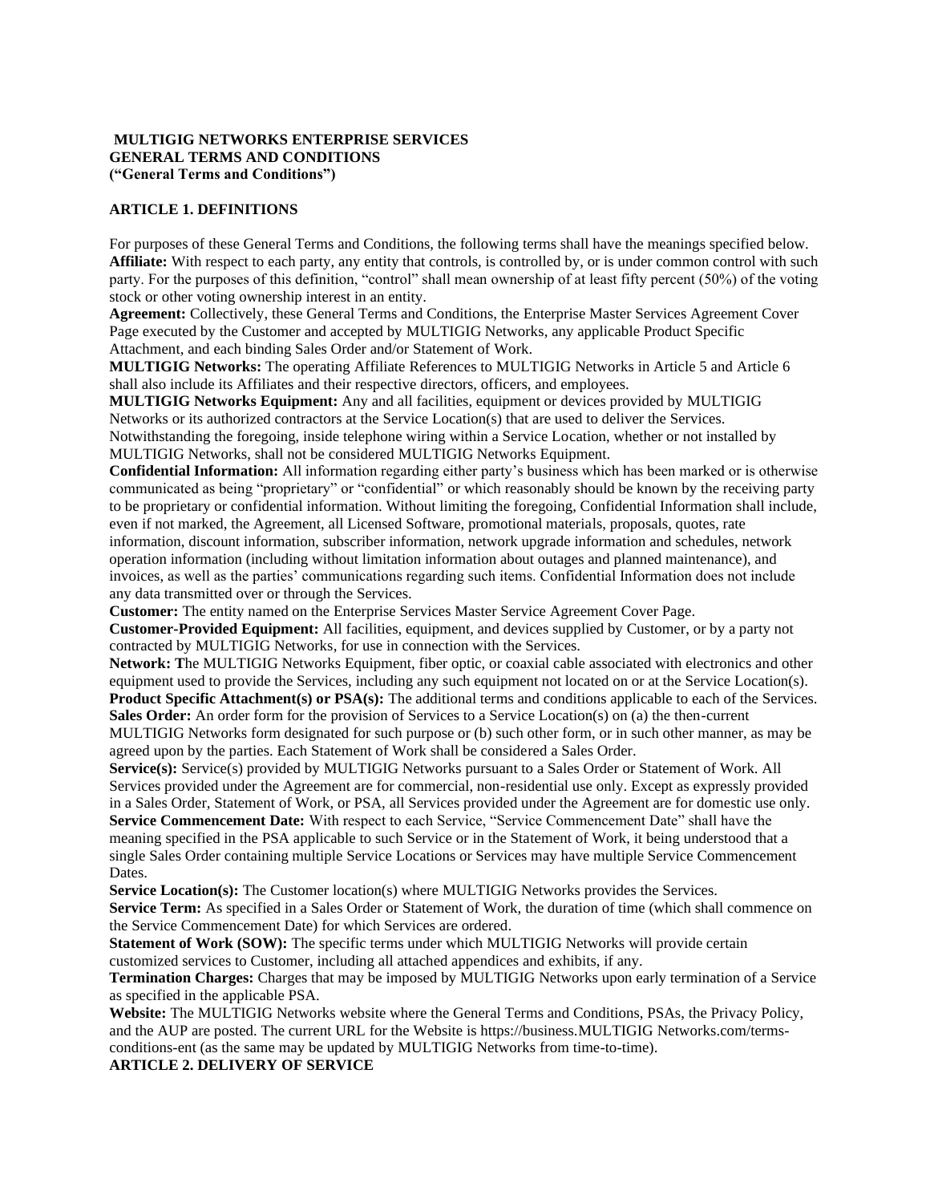**MULTIGIG NETWORKS ENTERPRISE SERVICES**
**GENERAL TERMS AND CONDITIONS**
**("General Terms and Conditions")**

## ARTICLE 1. DEFINITIONS

For purposes of these General Terms and Conditions, the following terms shall have the meanings specified below.

**Affiliate:** With respect to each party, any entity that controls, is controlled by, or is under common control with such party. For the purposes of this definition, "control" shall mean ownership of at least fifty percent (50%) of the voting stock or other voting ownership interest in an entity.

**Agreement:** Collectively, these General Terms and Conditions, the Enterprise Master Services Agreement Cover Page executed by the Customer and accepted by MULTIGIG Networks, any applicable Product Specific Attachment, and each binding Sales Order and/or Statement of Work.

**MULTIGIG Networks:** The operating Affiliate References to MULTIGIG Networks in Article 5 and Article 6 shall also include its Affiliates and their respective directors, officers, and employees.

**MULTIGIG Networks Equipment:** Any and all facilities, equipment or devices provided by MULTIGIG Networks or its authorized contractors at the Service Location(s) that are used to deliver the Services. Notwithstanding the foregoing, inside telephone wiring within a Service Location, whether or not installed by MULTIGIG Networks, shall not be considered MULTIGIG Networks Equipment.

**Confidential Information:** All information regarding either party's business which has been marked or is otherwise communicated as being "proprietary" or "confidential" or which reasonably should be known by the receiving party to be proprietary or confidential information. Without limiting the foregoing, Confidential Information shall include, even if not marked, the Agreement, all Licensed Software, promotional materials, proposals, quotes, rate information, discount information, subscriber information, network upgrade information and schedules, network operation information (including without limitation information about outages and planned maintenance), and invoices, as well as the parties' communications regarding such items. Confidential Information does not include any data transmitted over or through the Services.

**Customer:** The entity named on the Enterprise Services Master Service Agreement Cover Page.

**Customer-Provided Equipment:** All facilities, equipment, and devices supplied by Customer, or by a party not contracted by MULTIGIG Networks, for use in connection with the Services.

**Network:** **T**he MULTIGIG Networks Equipment, fiber optic, or coaxial cable associated with electronics and other equipment used to provide the Services, including any such equipment not located on or at the Service Location(s).

**Product Specific Attachment(s) or PSA(s):** The additional terms and conditions applicable to each of the Services.

**Sales Order:** An order form for the provision of Services to a Service Location(s) on (a) the then-current MULTIGIG Networks form designated for such purpose or (b) such other form, or in such other manner, as may be agreed upon by the parties. Each Statement of Work shall be considered a Sales Order.

**Service(s):** Service(s) provided by MULTIGIG Networks pursuant to a Sales Order or Statement of Work. All Services provided under the Agreement are for commercial, non-residential use only. Except as expressly provided in a Sales Order, Statement of Work, or PSA, all Services provided under the Agreement are for domestic use only.

**Service Commencement Date:** With respect to each Service, "Service Commencement Date" shall have the meaning specified in the PSA applicable to such Service or in the Statement of Work, it being understood that a single Sales Order containing multiple Service Locations or Services may have multiple Service Commencement Dates.

**Service Location(s):** The Customer location(s) where MULTIGIG Networks provides the Services.

**Service Term:** As specified in a Sales Order or Statement of Work, the duration of time (which shall commence on the Service Commencement Date) for which Services are ordered.

**Statement of Work (SOW):** The specific terms under which MULTIGIG Networks will provide certain customized services to Customer, including all attached appendices and exhibits, if any.

**Termination Charges:** Charges that may be imposed by MULTIGIG Networks upon early termination of a Service as specified in the applicable PSA.

**Website:** The MULTIGIG Networks website where the General Terms and Conditions, PSAs, the Privacy Policy, and the AUP are posted. The current URL for the Website is https://business.MULTIGIG Networks.com/terms-conditions-ent (as the same may be updated by MULTIGIG Networks from time-to-time).

## ARTICLE 2. DELIVERY OF SERVICE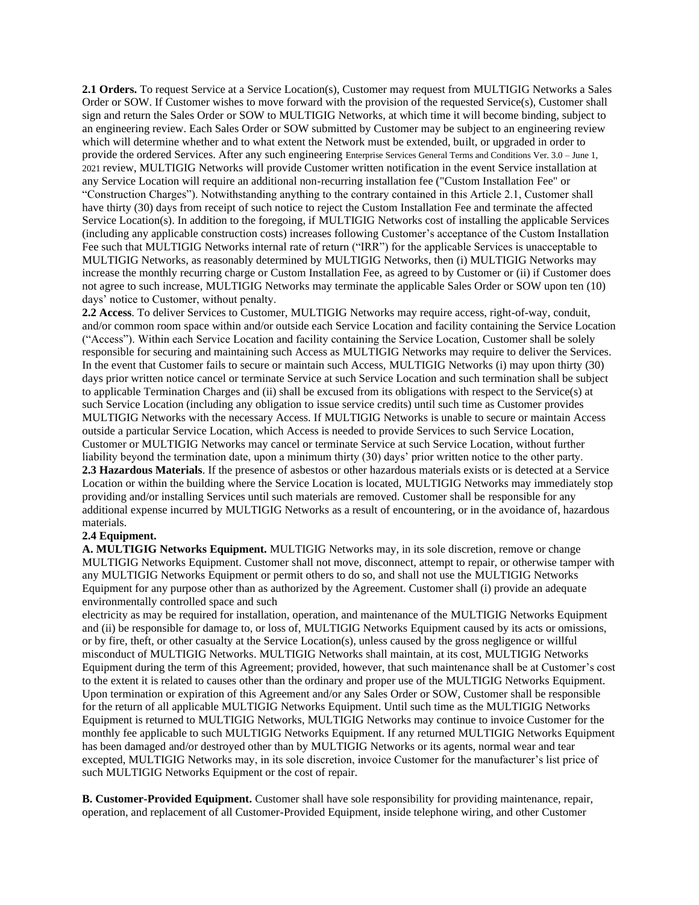**2.1 Orders.** To request Service at a Service Location(s), Customer may request from MULTIGIG Networks a Sales Order or SOW. If Customer wishes to move forward with the provision of the requested Service(s), Customer shall sign and return the Sales Order or SOW to MULTIGIG Networks, at which time it will become binding, subject to an engineering review. Each Sales Order or SOW submitted by Customer may be subject to an engineering review which will determine whether and to what extent the Network must be extended, built, or upgraded in order to provide the ordered Services. After any such engineering review, MULTIGIG Networks will provide Customer written notification in the event Service installation at any Service Location will require an additional non-recurring installation fee ("Custom Installation Fee" or "Construction Charges"). Notwithstanding anything to the contrary contained in this Article 2.1, Customer shall have thirty (30) days from receipt of such notice to reject the Custom Installation Fee and terminate the affected Service Location(s). In addition to the foregoing, if MULTIGIG Networks cost of installing the applicable Services (including any applicable construction costs) increases following Customer's acceptance of the Custom Installation Fee such that MULTIGIG Networks internal rate of return ("IRR") for the applicable Services is unacceptable to MULTIGIG Networks, as reasonably determined by MULTIGIG Networks, then (i) MULTIGIG Networks may increase the monthly recurring charge or Custom Installation Fee, as agreed to by Customer or (ii) if Customer does not agree to such increase, MULTIGIG Networks may terminate the applicable Sales Order or SOW upon ten (10) days' notice to Customer, without penalty.

**2.2 Access**. To deliver Services to Customer, MULTIGIG Networks may require access, right-of-way, conduit, and/or common room space within and/or outside each Service Location and facility containing the Service Location ("Access"). Within each Service Location and facility containing the Service Location, Customer shall be solely responsible for securing and maintaining such Access as MULTIGIG Networks may require to deliver the Services. In the event that Customer fails to secure or maintain such Access, MULTIGIG Networks (i) may upon thirty (30) days prior written notice cancel or terminate Service at such Service Location and such termination shall be subject to applicable Termination Charges and (ii) shall be excused from its obligations with respect to the Service(s) at such Service Location (including any obligation to issue service credits) until such time as Customer provides MULTIGIG Networks with the necessary Access. If MULTIGIG Networks is unable to secure or maintain Access outside a particular Service Location, which Access is needed to provide Services to such Service Location, Customer or MULTIGIG Networks may cancel or terminate Service at such Service Location, without further liability beyond the termination date, upon a minimum thirty (30) days' prior written notice to the other party.

**2.3 Hazardous Materials**. If the presence of asbestos or other hazardous materials exists or is detected at a Service Location or within the building where the Service Location is located, MULTIGIG Networks may immediately stop providing and/or installing Services until such materials are removed. Customer shall be responsible for any additional expense incurred by MULTIGIG Networks as a result of encountering, or in the avoidance of, hazardous materials.

**2.4 Equipment.**

**A. MULTIGIG Networks Equipment.** MULTIGIG Networks may, in its sole discretion, remove or change MULTIGIG Networks Equipment. Customer shall not move, disconnect, attempt to repair, or otherwise tamper with any MULTIGIG Networks Equipment or permit others to do so, and shall not use the MULTIGIG Networks Equipment for any purpose other than as authorized by the Agreement. Customer shall (i) provide an adequate environmentally controlled space and such electricity as may be required for installation, operation, and maintenance of the MULTIGIG Networks Equipment and (ii) be responsible for damage to, or loss of, MULTIGIG Networks Equipment caused by its acts or omissions, or by fire, theft, or other casualty at the Service Location(s), unless caused by the gross negligence or willful misconduct of MULTIGIG Networks. MULTIGIG Networks shall maintain, at its cost, MULTIGIG Networks Equipment during the term of this Agreement; provided, however, that such maintenance shall be at Customer's cost to the extent it is related to causes other than the ordinary and proper use of the MULTIGIG Networks Equipment. Upon termination or expiration of this Agreement and/or any Sales Order or SOW, Customer shall be responsible for the return of all applicable MULTIGIG Networks Equipment. Until such time as the MULTIGIG Networks Equipment is returned to MULTIGIG Networks, MULTIGIG Networks may continue to invoice Customer for the monthly fee applicable to such MULTIGIG Networks Equipment. If any returned MULTIGIG Networks Equipment has been damaged and/or destroyed other than by MULTIGIG Networks or its agents, normal wear and tear excepted, MULTIGIG Networks may, in its sole discretion, invoice Customer for the manufacturer's list price of such MULTIGIG Networks Equipment or the cost of repair.

**B. Customer-Provided Equipment.** Customer shall have sole responsibility for providing maintenance, repair, operation, and replacement of all Customer-Provided Equipment, inside telephone wiring, and other Customer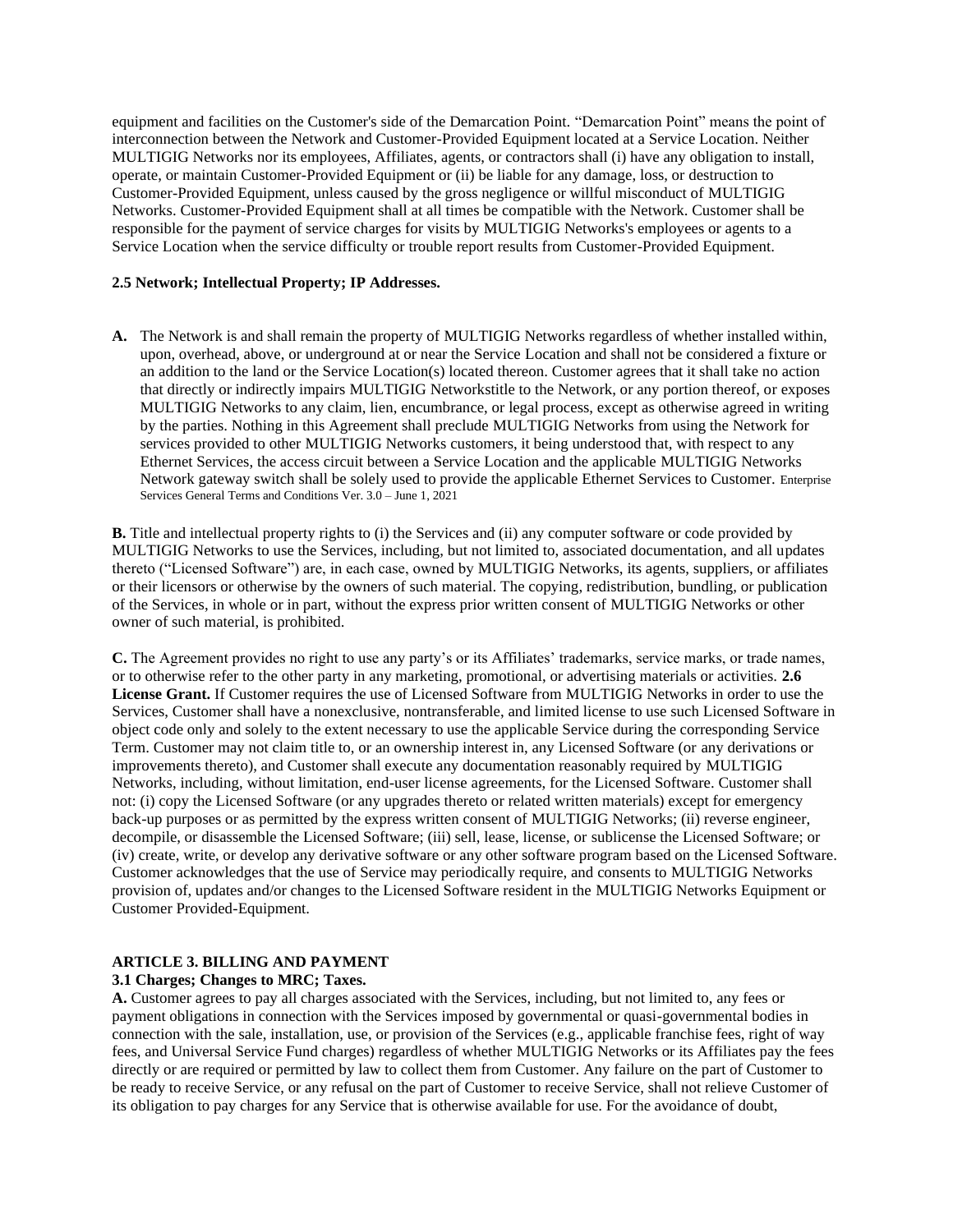equipment and facilities on the Customer's side of the Demarcation Point. "Demarcation Point" means the point of interconnection between the Network and Customer-Provided Equipment located at a Service Location. Neither MULTIGIG Networks nor its employees, Affiliates, agents, or contractors shall (i) have any obligation to install, operate, or maintain Customer-Provided Equipment or (ii) be liable for any damage, loss, or destruction to Customer-Provided Equipment, unless caused by the gross negligence or willful misconduct of MULTIGIG Networks. Customer-Provided Equipment shall at all times be compatible with the Network. Customer shall be responsible for the payment of service charges for visits by MULTIGIG Networks's employees or agents to a Service Location when the service difficulty or trouble report results from Customer-Provided Equipment.

**2.5 Network; Intellectual Property; IP Addresses.**

**A.** The Network is and shall remain the property of MULTIGIG Networks regardless of whether installed within, upon, overhead, above, or underground at or near the Service Location and shall not be considered a fixture or an addition to the land or the Service Location(s) located thereon. Customer agrees that it shall take no action that directly or indirectly impairs MULTIGIG Networkstitle to the Network, or any portion thereof, or exposes MULTIGIG Networks to any claim, lien, encumbrance, or legal process, except as otherwise agreed in writing by the parties. Nothing in this Agreement shall preclude MULTIGIG Networks from using the Network for services provided to other MULTIGIG Networks customers, it being understood that, with respect to any Ethernet Services, the access circuit between a Service Location and the applicable MULTIGIG Networks Network gateway switch shall be solely used to provide the applicable Ethernet Services to Customer. Enterprise Services General Terms and Conditions Ver. 3.0 – June 1, 2021

**B.** Title and intellectual property rights to (i) the Services and (ii) any computer software or code provided by MULTIGIG Networks to use the Services, including, but not limited to, associated documentation, and all updates thereto ("Licensed Software") are, in each case, owned by MULTIGIG Networks, its agents, suppliers, or affiliates or their licensors or otherwise by the owners of such material. The copying, redistribution, bundling, or publication of the Services, in whole or in part, without the express prior written consent of MULTIGIG Networks or other owner of such material, is prohibited.

**C.** The Agreement provides no right to use any party's or its Affiliates' trademarks, service marks, or trade names, or to otherwise refer to the other party in any marketing, promotional, or advertising materials or activities. **2.6 License Grant.** If Customer requires the use of Licensed Software from MULTIGIG Networks in order to use the Services, Customer shall have a nonexclusive, nontransferable, and limited license to use such Licensed Software in object code only and solely to the extent necessary to use the applicable Service during the corresponding Service Term. Customer may not claim title to, or an ownership interest in, any Licensed Software (or any derivations or improvements thereto), and Customer shall execute any documentation reasonably required by MULTIGIG Networks, including, without limitation, end-user license agreements, for the Licensed Software. Customer shall not: (i) copy the Licensed Software (or any upgrades thereto or related written materials) except for emergency back-up purposes or as permitted by the express written consent of MULTIGIG Networks; (ii) reverse engineer, decompile, or disassemble the Licensed Software; (iii) sell, lease, license, or sublicense the Licensed Software; or (iv) create, write, or develop any derivative software or any other software program based on the Licensed Software. Customer acknowledges that the use of Service may periodically require, and consents to MULTIGIG Networks provision of, updates and/or changes to the Licensed Software resident in the MULTIGIG Networks Equipment or Customer Provided-Equipment.

**ARTICLE 3. BILLING AND PAYMENT**

**3.1 Charges; Changes to MRC; Taxes.**

**A.** Customer agrees to pay all charges associated with the Services, including, but not limited to, any fees or payment obligations in connection with the Services imposed by governmental or quasi-governmental bodies in connection with the sale, installation, use, or provision of the Services (e.g., applicable franchise fees, right of way fees, and Universal Service Fund charges) regardless of whether MULTIGIG Networks or its Affiliates pay the fees directly or are required or permitted by law to collect them from Customer. Any failure on the part of Customer to be ready to receive Service, or any refusal on the part of Customer to receive Service, shall not relieve Customer of its obligation to pay charges for any Service that is otherwise available for use. For the avoidance of doubt,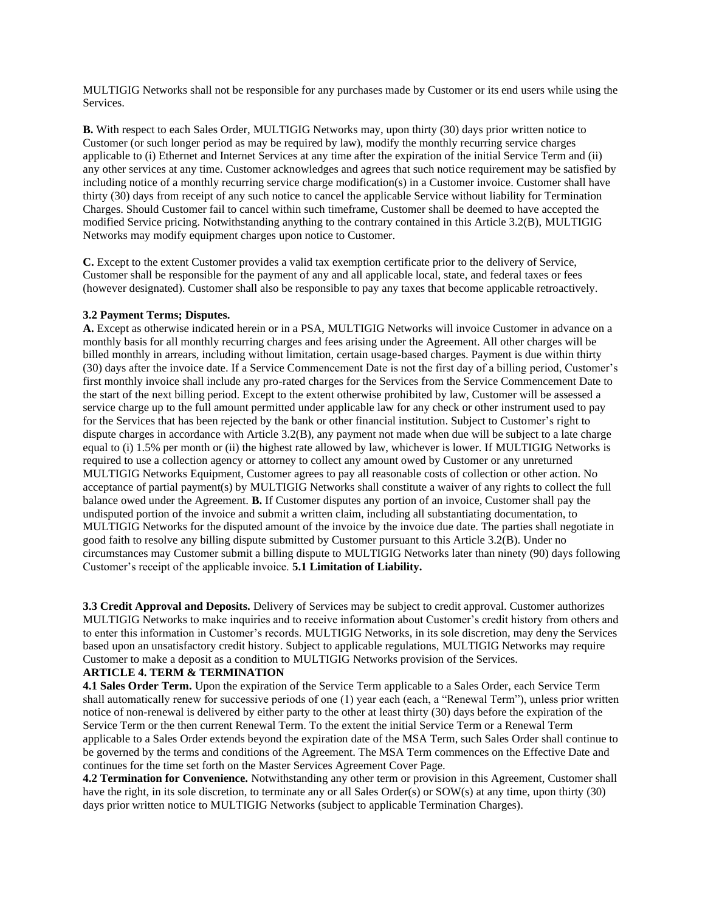MULTIGIG Networks shall not be responsible for any purchases made by Customer or its end users while using the Services.

**B.** With respect to each Sales Order, MULTIGIG Networks may, upon thirty (30) days prior written notice to Customer (or such longer period as may be required by law), modify the monthly recurring service charges applicable to (i) Ethernet and Internet Services at any time after the expiration of the initial Service Term and (ii) any other services at any time. Customer acknowledges and agrees that such notice requirement may be satisfied by including notice of a monthly recurring service charge modification(s) in a Customer invoice. Customer shall have thirty (30) days from receipt of any such notice to cancel the applicable Service without liability for Termination Charges. Should Customer fail to cancel within such timeframe, Customer shall be deemed to have accepted the modified Service pricing. Notwithstanding anything to the contrary contained in this Article 3.2(B), MULTIGIG Networks may modify equipment charges upon notice to Customer.

**C.** Except to the extent Customer provides a valid tax exemption certificate prior to the delivery of Service, Customer shall be responsible for the payment of any and all applicable local, state, and federal taxes or fees (however designated). Customer shall also be responsible to pay any taxes that become applicable retroactively.

**3.2 Payment Terms; Disputes.**
**A.** Except as otherwise indicated herein or in a PSA, MULTIGIG Networks will invoice Customer in advance on a monthly basis for all monthly recurring charges and fees arising under the Agreement. All other charges will be billed monthly in arrears, including without limitation, certain usage-based charges. Payment is due within thirty (30) days after the invoice date. If a Service Commencement Date is not the first day of a billing period, Customer's first monthly invoice shall include any pro-rated charges for the Services from the Service Commencement Date to the start of the next billing period. Except to the extent otherwise prohibited by law, Customer will be assessed a service charge up to the full amount permitted under applicable law for any check or other instrument used to pay for the Services that has been rejected by the bank or other financial institution. Subject to Customer's right to dispute charges in accordance with Article 3.2(B), any payment not made when due will be subject to a late charge equal to (i) 1.5% per month or (ii) the highest rate allowed by law, whichever is lower. If MULTIGIG Networks is required to use a collection agency or attorney to collect any amount owed by Customer or any unreturned MULTIGIG Networks Equipment, Customer agrees to pay all reasonable costs of collection or other action. No acceptance of partial payment(s) by MULTIGIG Networks shall constitute a waiver of any rights to collect the full balance owed under the Agreement. **B.** If Customer disputes any portion of an invoice, Customer shall pay the undisputed portion of the invoice and submit a written claim, including all substantiating documentation, to MULTIGIG Networks for the disputed amount of the invoice by the invoice due date. The parties shall negotiate in good faith to resolve any billing dispute submitted by Customer pursuant to this Article 3.2(B). Under no circumstances may Customer submit a billing dispute to MULTIGIG Networks later than ninety (90) days following Customer's receipt of the applicable invoice. **5.1 Limitation of Liability.**

**3.3 Credit Approval and Deposits.** Delivery of Services may be subject to credit approval. Customer authorizes MULTIGIG Networks to make inquiries and to receive information about Customer's credit history from others and to enter this information in Customer's records. MULTIGIG Networks, in its sole discretion, may deny the Services based upon an unsatisfactory credit history. Subject to applicable regulations, MULTIGIG Networks may require Customer to make a deposit as a condition to MULTIGIG Networks provision of the Services.

**ARTICLE 4. TERM & TERMINATION**

**4.1 Sales Order Term.** Upon the expiration of the Service Term applicable to a Sales Order, each Service Term shall automatically renew for successive periods of one (1) year each (each, a "Renewal Term"), unless prior written notice of non-renewal is delivered by either party to the other at least thirty (30) days before the expiration of the Service Term or the then current Renewal Term. To the extent the initial Service Term or a Renewal Term applicable to a Sales Order extends beyond the expiration date of the MSA Term, such Sales Order shall continue to be governed by the terms and conditions of the Agreement. The MSA Term commences on the Effective Date and continues for the time set forth on the Master Services Agreement Cover Page.

**4.2 Termination for Convenience.** Notwithstanding any other term or provision in this Agreement, Customer shall have the right, in its sole discretion, to terminate any or all Sales Order(s) or SOW(s) at any time, upon thirty (30) days prior written notice to MULTIGIG Networks (subject to applicable Termination Charges).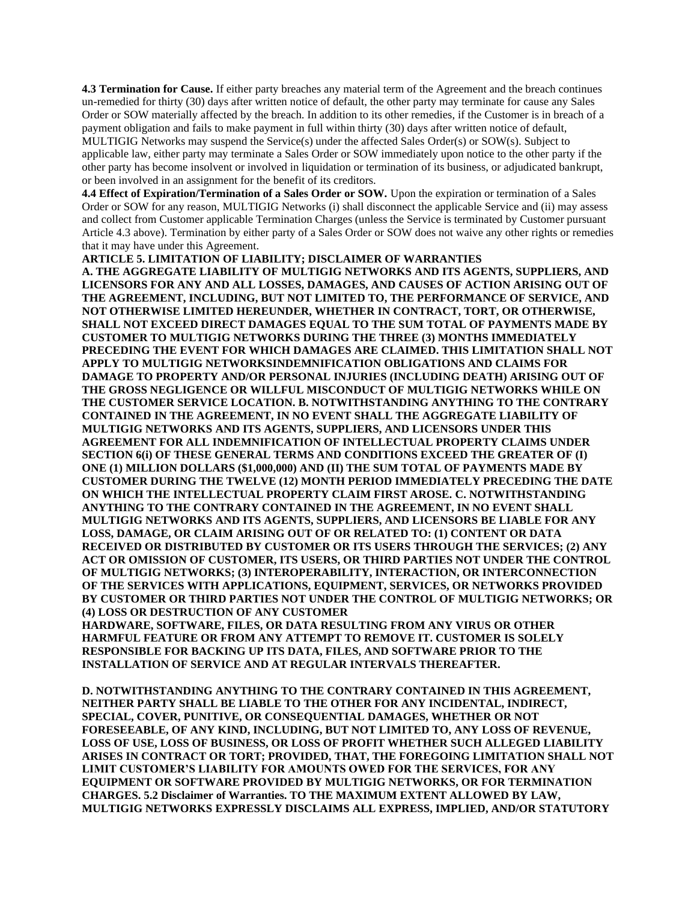**4.3 Termination for Cause.** If either party breaches any material term of the Agreement and the breach continues un-remedied for thirty (30) days after written notice of default, the other party may terminate for cause any Sales Order or SOW materially affected by the breach. In addition to its other remedies, if the Customer is in breach of a payment obligation and fails to make payment in full within thirty (30) days after written notice of default, MULTIGIG Networks may suspend the Service(s) under the affected Sales Order(s) or SOW(s). Subject to applicable law, either party may terminate a Sales Order or SOW immediately upon notice to the other party if the other party has become insolvent or involved in liquidation or termination of its business, or adjudicated bankrupt, or been involved in an assignment for the benefit of its creditors.

**4.4 Effect of Expiration/Termination of a Sales Order or SOW.** Upon the expiration or termination of a Sales Order or SOW for any reason, MULTIGIG Networks (i) shall disconnect the applicable Service and (ii) may assess and collect from Customer applicable Termination Charges (unless the Service is terminated by Customer pursuant Article 4.3 above). Termination by either party of a Sales Order or SOW does not waive any other rights or remedies that it may have under this Agreement.

**ARTICLE 5. LIMITATION OF LIABILITY; DISCLAIMER OF WARRANTIES**

**A. THE AGGREGATE LIABILITY OF MULTIGIG NETWORKS AND ITS AGENTS, SUPPLIERS, AND LICENSORS FOR ANY AND ALL LOSSES, DAMAGES, AND CAUSES OF ACTION ARISING OUT OF THE AGREEMENT, INCLUDING, BUT NOT LIMITED TO, THE PERFORMANCE OF SERVICE, AND NOT OTHERWISE LIMITED HEREUNDER, WHETHER IN CONTRACT, TORT, OR OTHERWISE, SHALL NOT EXCEED DIRECT DAMAGES EQUAL TO THE SUM TOTAL OF PAYMENTS MADE BY CUSTOMER TO MULTIGIG NETWORKS DURING THE THREE (3) MONTHS IMMEDIATELY PRECEDING THE EVENT FOR WHICH DAMAGES ARE CLAIMED. THIS LIMITATION SHALL NOT APPLY TO MULTIGIG NETWORKSINDEMNIFICATION OBLIGATIONS AND CLAIMS FOR DAMAGE TO PROPERTY AND/OR PERSONAL INJURIES (INCLUDING DEATH) ARISING OUT OF THE GROSS NEGLIGENCE OR WILLFUL MISCONDUCT OF MULTIGIG NETWORKS WHILE ON THE CUSTOMER SERVICE LOCATION. B. NOTWITHSTANDING ANYTHING TO THE CONTRARY CONTAINED IN THE AGREEMENT, IN NO EVENT SHALL THE AGGREGATE LIABILITY OF MULTIGIG NETWORKS AND ITS AGENTS, SUPPLIERS, AND LICENSORS UNDER THIS AGREEMENT FOR ALL INDEMNIFICATION OF INTELLECTUAL PROPERTY CLAIMS UNDER SECTION 6(i) OF THESE GENERAL TERMS AND CONDITIONS EXCEED THE GREATER OF (I) ONE (1) MILLION DOLLARS ($1,000,000) AND (II) THE SUM TOTAL OF PAYMENTS MADE BY CUSTOMER DURING THE TWELVE (12) MONTH PERIOD IMMEDIATELY PRECEDING THE DATE ON WHICH THE INTELLECTUAL PROPERTY CLAIM FIRST AROSE. C. NOTWITHSTANDING ANYTHING TO THE CONTRARY CONTAINED IN THE AGREEMENT, IN NO EVENT SHALL MULTIGIG NETWORKS AND ITS AGENTS, SUPPLIERS, AND LICENSORS BE LIABLE FOR ANY LOSS, DAMAGE, OR CLAIM ARISING OUT OF OR RELATED TO: (1) CONTENT OR DATA RECEIVED OR DISTRIBUTED BY CUSTOMER OR ITS USERS THROUGH THE SERVICES; (2) ANY ACT OR OMISSION OF CUSTOMER, ITS USERS, OR THIRD PARTIES NOT UNDER THE CONTROL OF MULTIGIG NETWORKS; (3) INTEROPERABILITY, INTERACTION, OR INTERCONNECTION OF THE SERVICES WITH APPLICATIONS, EQUIPMENT, SERVICES, OR NETWORKS PROVIDED BY CUSTOMER OR THIRD PARTIES NOT UNDER THE CONTROL OF MULTIGIG NETWORKS; OR (4) LOSS OR DESTRUCTION OF ANY CUSTOMER HARDWARE, SOFTWARE, FILES, OR DATA RESULTING FROM ANY VIRUS OR OTHER HARMFUL FEATURE OR FROM ANY ATTEMPT TO REMOVE IT. CUSTOMER IS SOLELY RESPONSIBLE FOR BACKING UP ITS DATA, FILES, AND SOFTWARE PRIOR TO THE INSTALLATION OF SERVICE AND AT REGULAR INTERVALS THEREAFTER.**

**D. NOTWITHSTANDING ANYTHING TO THE CONTRARY CONTAINED IN THIS AGREEMENT, NEITHER PARTY SHALL BE LIABLE TO THE OTHER FOR ANY INCIDENTAL, INDIRECT, SPECIAL, COVER, PUNITIVE, OR CONSEQUENTIAL DAMAGES, WHETHER OR NOT FORESEEABLE, OF ANY KIND, INCLUDING, BUT NOT LIMITED TO, ANY LOSS OF REVENUE, LOSS OF USE, LOSS OF BUSINESS, OR LOSS OF PROFIT WHETHER SUCH ALLEGED LIABILITY ARISES IN CONTRACT OR TORT; PROVIDED, THAT, THE FOREGOING LIMITATION SHALL NOT LIMIT CUSTOMER'S LIABILITY FOR AMOUNTS OWED FOR THE SERVICES, FOR ANY EQUIPMENT OR SOFTWARE PROVIDED BY MULTIGIG NETWORKS, OR FOR TERMINATION CHARGES. 5.2 Disclaimer of Warranties. TO THE MAXIMUM EXTENT ALLOWED BY LAW, MULTIGIG NETWORKS EXPRESSLY DISCLAIMS ALL EXPRESS, IMPLIED, AND/OR STATUTORY**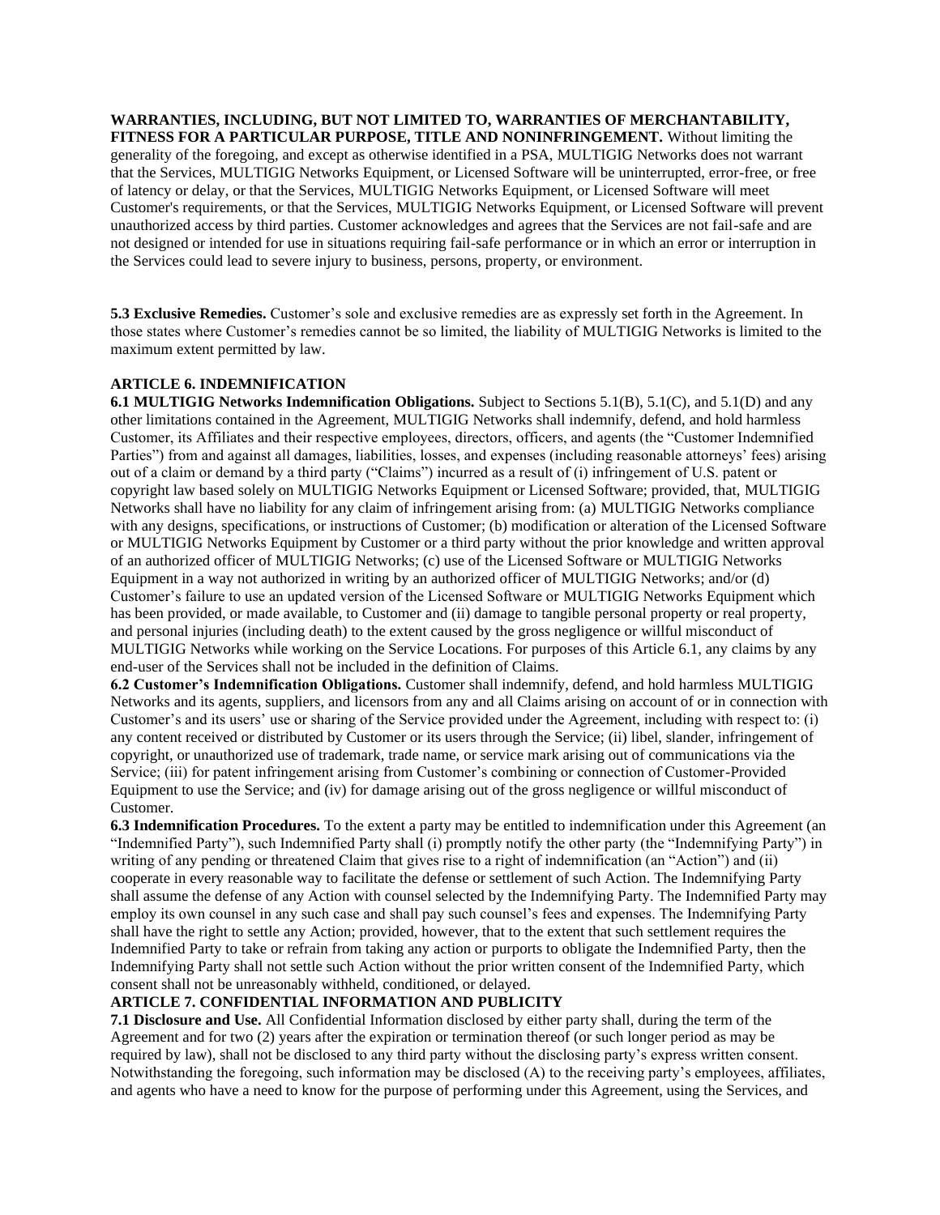**WARRANTIES, INCLUDING, BUT NOT LIMITED TO, WARRANTIES OF MERCHANTABILITY, FITNESS FOR A PARTICULAR PURPOSE, TITLE AND NONINFRINGEMENT.** Without limiting the generality of the foregoing, and except as otherwise identified in a PSA, MULTIGIG Networks does not warrant that the Services, MULTIGIG Networks Equipment, or Licensed Software will be uninterrupted, error-free, or free of latency or delay, or that the Services, MULTIGIG Networks Equipment, or Licensed Software will meet Customer's requirements, or that the Services, MULTIGIG Networks Equipment, or Licensed Software will prevent unauthorized access by third parties. Customer acknowledges and agrees that the Services are not fail-safe and are not designed or intended for use in situations requiring fail-safe performance or in which an error or interruption in the Services could lead to severe injury to business, persons, property, or environment.

**5.3 Exclusive Remedies.** Customer's sole and exclusive remedies are as expressly set forth in the Agreement. In those states where Customer's remedies cannot be so limited, the liability of MULTIGIG Networks is limited to the maximum extent permitted by law.

## ARTICLE 6. INDEMNIFICATION

**6.1 MULTIGIG Networks Indemnification Obligations.** Subject to Sections 5.1(B), 5.1(C), and 5.1(D) and any other limitations contained in the Agreement, MULTIGIG Networks shall indemnify, defend, and hold harmless Customer, its Affiliates and their respective employees, directors, officers, and agents (the "Customer Indemnified Parties") from and against all damages, liabilities, losses, and expenses (including reasonable attorneys' fees) arising out of a claim or demand by a third party ("Claims") incurred as a result of (i) infringement of U.S. patent or copyright law based solely on MULTIGIG Networks Equipment or Licensed Software; provided, that, MULTIGIG Networks shall have no liability for any claim of infringement arising from: (a) MULTIGIG Networks compliance with any designs, specifications, or instructions of Customer; (b) modification or alteration of the Licensed Software or MULTIGIG Networks Equipment by Customer or a third party without the prior knowledge and written approval of an authorized officer of MULTIGIG Networks; (c) use of the Licensed Software or MULTIGIG Networks Equipment in a way not authorized in writing by an authorized officer of MULTIGIG Networks; and/or (d) Customer's failure to use an updated version of the Licensed Software or MULTIGIG Networks Equipment which has been provided, or made available, to Customer and (ii) damage to tangible personal property or real property, and personal injuries (including death) to the extent caused by the gross negligence or willful misconduct of MULTIGIG Networks while working on the Service Locations. For purposes of this Article 6.1, any claims by any end-user of the Services shall not be included in the definition of Claims.

**6.2 Customer's Indemnification Obligations.** Customer shall indemnify, defend, and hold harmless MULTIGIG Networks and its agents, suppliers, and licensors from any and all Claims arising on account of or in connection with Customer's and its users' use or sharing of the Service provided under the Agreement, including with respect to: (i) any content received or distributed by Customer or its users through the Service; (ii) libel, slander, infringement of copyright, or unauthorized use of trademark, trade name, or service mark arising out of communications via the Service; (iii) for patent infringement arising from Customer's combining or connection of Customer-Provided Equipment to use the Service; and (iv) for damage arising out of the gross negligence or willful misconduct of Customer.

**6.3 Indemnification Procedures.** To the extent a party may be entitled to indemnification under this Agreement (an "Indemnified Party"), such Indemnified Party shall (i) promptly notify the other party (the "Indemnifying Party") in writing of any pending or threatened Claim that gives rise to a right of indemnification (an "Action") and (ii) cooperate in every reasonable way to facilitate the defense or settlement of such Action. The Indemnifying Party shall assume the defense of any Action with counsel selected by the Indemnifying Party. The Indemnified Party may employ its own counsel in any such case and shall pay such counsel's fees and expenses. The Indemnifying Party shall have the right to settle any Action; provided, however, that to the extent that such settlement requires the Indemnified Party to take or refrain from taking any action or purports to obligate the Indemnified Party, then the Indemnifying Party shall not settle such Action without the prior written consent of the Indemnified Party, which consent shall not be unreasonably withheld, conditioned, or delayed.

## ARTICLE 7. CONFIDENTIAL INFORMATION AND PUBLICITY

**7.1 Disclosure and Use.** All Confidential Information disclosed by either party shall, during the term of the Agreement and for two (2) years after the expiration or termination thereof (or such longer period as may be required by law), shall not be disclosed to any third party without the disclosing party's express written consent. Notwithstanding the foregoing, such information may be disclosed (A) to the receiving party's employees, affiliates, and agents who have a need to know for the purpose of performing under this Agreement, using the Services, and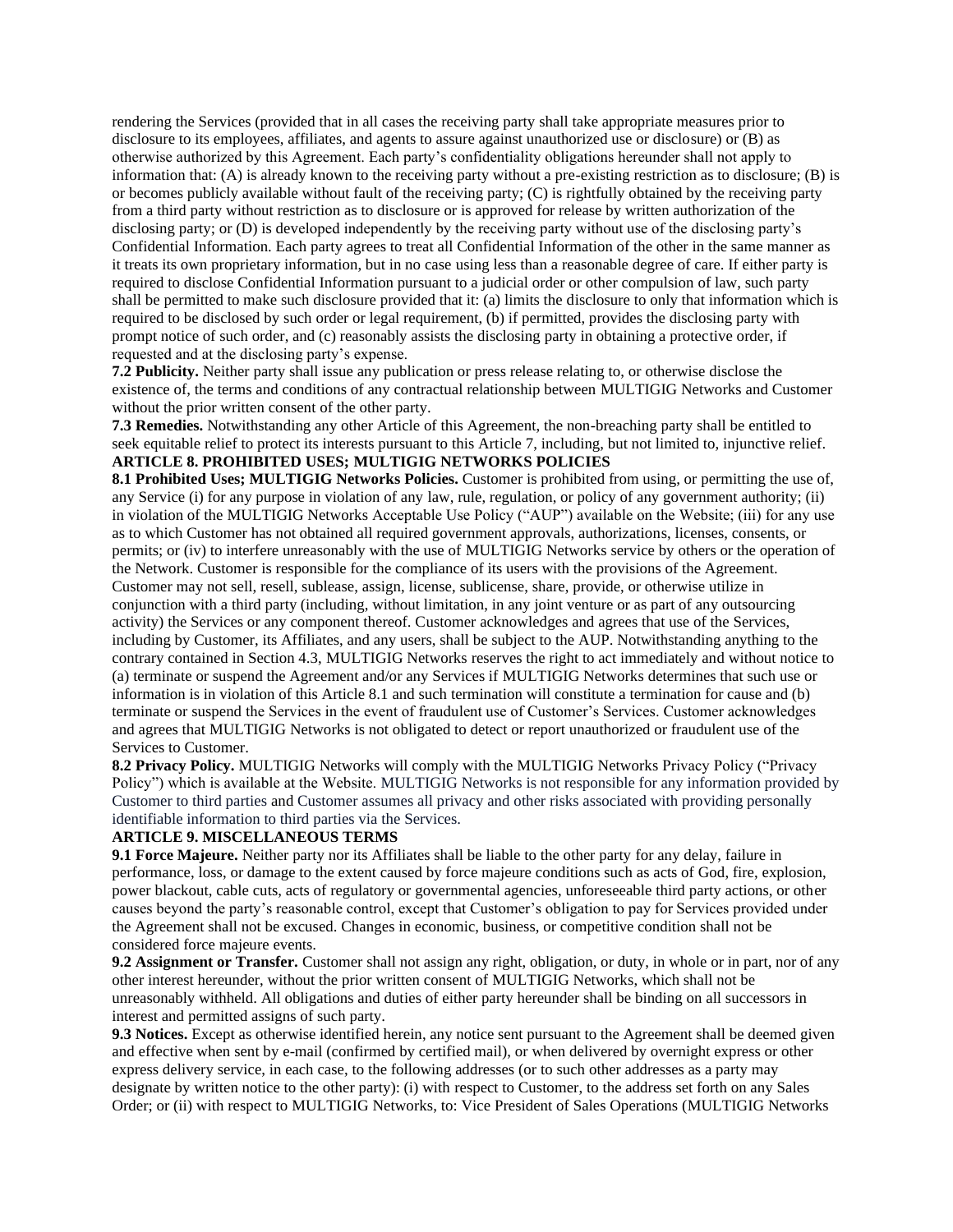rendering the Services (provided that in all cases the receiving party shall take appropriate measures prior to disclosure to its employees, affiliates, and agents to assure against unauthorized use or disclosure) or (B) as otherwise authorized by this Agreement. Each party's confidentiality obligations hereunder shall not apply to information that: (A) is already known to the receiving party without a pre-existing restriction as to disclosure; (B) is or becomes publicly available without fault of the receiving party; (C) is rightfully obtained by the receiving party from a third party without restriction as to disclosure or is approved for release by written authorization of the disclosing party; or (D) is developed independently by the receiving party without use of the disclosing party's Confidential Information. Each party agrees to treat all Confidential Information of the other in the same manner as it treats its own proprietary information, but in no case using less than a reasonable degree of care. If either party is required to disclose Confidential Information pursuant to a judicial order or other compulsion of law, such party shall be permitted to make such disclosure provided that it: (a) limits the disclosure to only that information which is required to be disclosed by such order or legal requirement, (b) if permitted, provides the disclosing party with prompt notice of such order, and (c) reasonably assists the disclosing party in obtaining a protective order, if requested and at the disclosing party's expense.

**7.2 Publicity.** Neither party shall issue any publication or press release relating to, or otherwise disclose the existence of, the terms and conditions of any contractual relationship between MULTIGIG Networks and Customer without the prior written consent of the other party.

**7.3 Remedies.** Notwithstanding any other Article of this Agreement, the non-breaching party shall be entitled to seek equitable relief to protect its interests pursuant to this Article 7, including, but not limited to, injunctive relief.

**ARTICLE 8. PROHIBITED USES; MULTIGIG NETWORKS POLICIES**

**8.1 Prohibited Uses; MULTIGIG Networks Policies.** Customer is prohibited from using, or permitting the use of, any Service (i) for any purpose in violation of any law, rule, regulation, or policy of any government authority; (ii) in violation of the MULTIGIG Networks Acceptable Use Policy ("AUP") available on the Website; (iii) for any use as to which Customer has not obtained all required government approvals, authorizations, licenses, consents, or permits; or (iv) to interfere unreasonably with the use of MULTIGIG Networks service by others or the operation of the Network. Customer is responsible for the compliance of its users with the provisions of the Agreement. Customer may not sell, resell, sublease, assign, license, sublicense, share, provide, or otherwise utilize in conjunction with a third party (including, without limitation, in any joint venture or as part of any outsourcing activity) the Services or any component thereof. Customer acknowledges and agrees that use of the Services, including by Customer, its Affiliates, and any users, shall be subject to the AUP. Notwithstanding anything to the contrary contained in Section 4.3, MULTIGIG Networks reserves the right to act immediately and without notice to (a) terminate or suspend the Agreement and/or any Services if MULTIGIG Networks determines that such use or information is in violation of this Article 8.1 and such termination will constitute a termination for cause and (b) terminate or suspend the Services in the event of fraudulent use of Customer's Services. Customer acknowledges and agrees that MULTIGIG Networks is not obligated to detect or report unauthorized or fraudulent use of the Services to Customer.

**8.2 Privacy Policy.** MULTIGIG Networks will comply with the MULTIGIG Networks Privacy Policy ("Privacy Policy") which is available at the Website. MULTIGIG Networks is not responsible for any information provided by Customer to third parties and Customer assumes all privacy and other risks associated with providing personally identifiable information to third parties via the Services.

**ARTICLE 9. MISCELLANEOUS TERMS**

**9.1 Force Majeure.** Neither party nor its Affiliates shall be liable to the other party for any delay, failure in performance, loss, or damage to the extent caused by force majeure conditions such as acts of God, fire, explosion, power blackout, cable cuts, acts of regulatory or governmental agencies, unforeseeable third party actions, or other causes beyond the party's reasonable control, except that Customer's obligation to pay for Services provided under the Agreement shall not be excused. Changes in economic, business, or competitive condition shall not be considered force majeure events.

**9.2 Assignment or Transfer.** Customer shall not assign any right, obligation, or duty, in whole or in part, nor of any other interest hereunder, without the prior written consent of MULTIGIG Networks, which shall not be unreasonably withheld. All obligations and duties of either party hereunder shall be binding on all successors in interest and permitted assigns of such party.

**9.3 Notices.** Except as otherwise identified herein, any notice sent pursuant to the Agreement shall be deemed given and effective when sent by e-mail (confirmed by certified mail), or when delivered by overnight express or other express delivery service, in each case, to the following addresses (or to such other addresses as a party may designate by written notice to the other party): (i) with respect to Customer, to the address set forth on any Sales Order; or (ii) with respect to MULTIGIG Networks, to: Vice President of Sales Operations (MULTIGIG Networks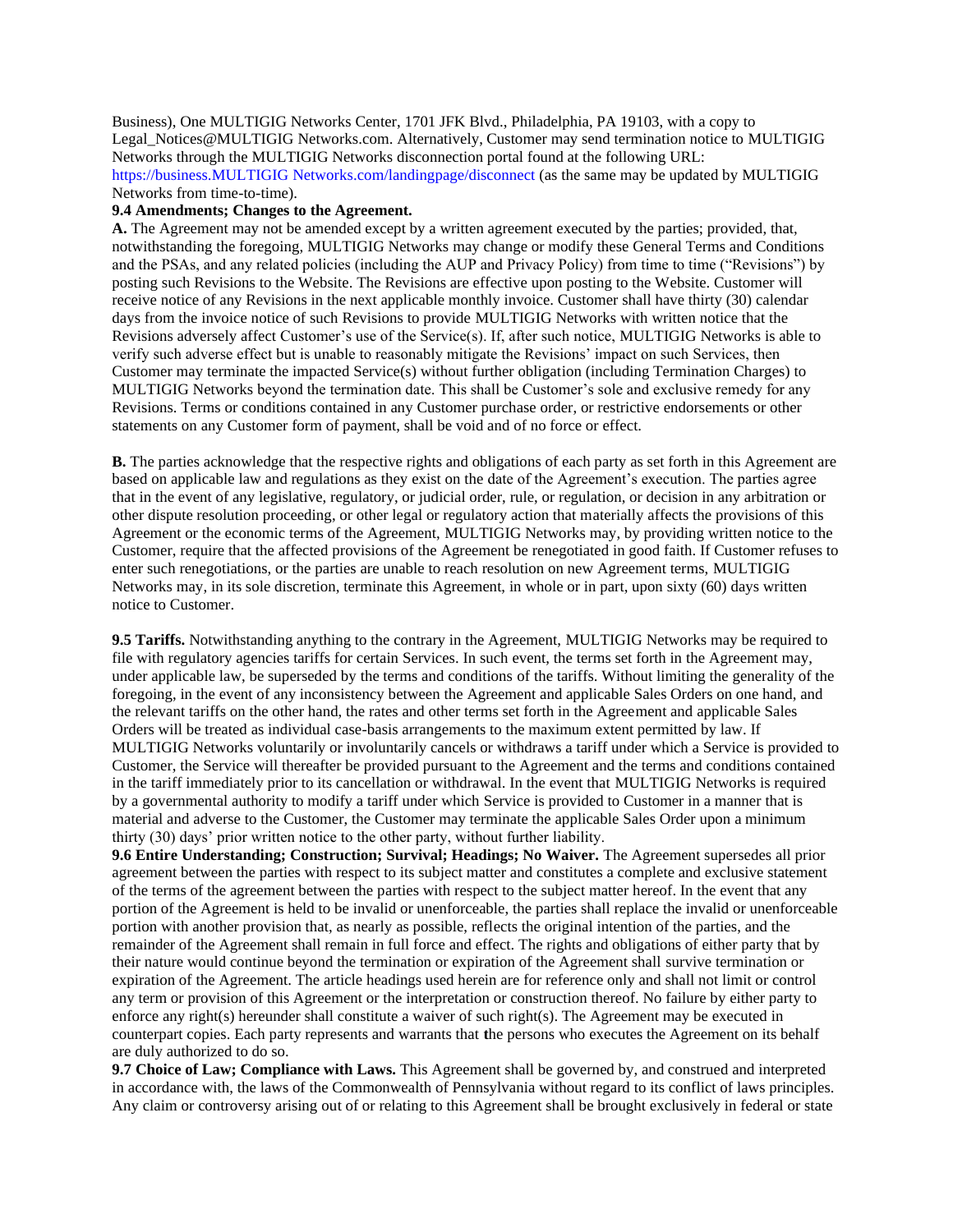Business), One MULTIGIG Networks Center, 1701 JFK Blvd., Philadelphia, PA 19103, with a copy to Legal_Notices@MULTIGIG Networks.com. Alternatively, Customer may send termination notice to MULTIGIG Networks through the MULTIGIG Networks disconnection portal found at the following URL: https://business.MULTIGIG Networks.com/landingpage/disconnect (as the same may be updated by MULTIGIG Networks from time-to-time).

**9.4 Amendments; Changes to the Agreement.**

**A.** The Agreement may not be amended except by a written agreement executed by the parties; provided, that, notwithstanding the foregoing, MULTIGIG Networks may change or modify these General Terms and Conditions and the PSAs, and any related policies (including the AUP and Privacy Policy) from time to time ("Revisions") by posting such Revisions to the Website. The Revisions are effective upon posting to the Website. Customer will receive notice of any Revisions in the next applicable monthly invoice. Customer shall have thirty (30) calendar days from the invoice notice of such Revisions to provide MULTIGIG Networks with written notice that the Revisions adversely affect Customer's use of the Service(s). If, after such notice, MULTIGIG Networks is able to verify such adverse effect but is unable to reasonably mitigate the Revisions' impact on such Services, then Customer may terminate the impacted Service(s) without further obligation (including Termination Charges) to MULTIGIG Networks beyond the termination date. This shall be Customer's sole and exclusive remedy for any Revisions. Terms or conditions contained in any Customer purchase order, or restrictive endorsements or other statements on any Customer form of payment, shall be void and of no force or effect.

**B.** The parties acknowledge that the respective rights and obligations of each party as set forth in this Agreement are based on applicable law and regulations as they exist on the date of the Agreement's execution. The parties agree that in the event of any legislative, regulatory, or judicial order, rule, or regulation, or decision in any arbitration or other dispute resolution proceeding, or other legal or regulatory action that materially affects the provisions of this Agreement or the economic terms of the Agreement, MULTIGIG Networks may, by providing written notice to the Customer, require that the affected provisions of the Agreement be renegotiated in good faith. If Customer refuses to enter such renegotiations, or the parties are unable to reach resolution on new Agreement terms, MULTIGIG Networks may, in its sole discretion, terminate this Agreement, in whole or in part, upon sixty (60) days written notice to Customer.

**9.5 Tariffs.** Notwithstanding anything to the contrary in the Agreement, MULTIGIG Networks may be required to file with regulatory agencies tariffs for certain Services. In such event, the terms set forth in the Agreement may, under applicable law, be superseded by the terms and conditions of the tariffs. Without limiting the generality of the foregoing, in the event of any inconsistency between the Agreement and applicable Sales Orders on one hand, and the relevant tariffs on the other hand, the rates and other terms set forth in the Agreement and applicable Sales Orders will be treated as individual case-basis arrangements to the maximum extent permitted by law. If MULTIGIG Networks voluntarily or involuntarily cancels or withdraws a tariff under which a Service is provided to Customer, the Service will thereafter be provided pursuant to the Agreement and the terms and conditions contained in the tariff immediately prior to its cancellation or withdrawal. In the event that MULTIGIG Networks is required by a governmental authority to modify a tariff under which Service is provided to Customer in a manner that is material and adverse to the Customer, the Customer may terminate the applicable Sales Order upon a minimum thirty (30) days' prior written notice to the other party, without further liability.

**9.6 Entire Understanding; Construction; Survival; Headings; No Waiver.** The Agreement supersedes all prior agreement between the parties with respect to its subject matter and constitutes a complete and exclusive statement of the terms of the agreement between the parties with respect to the subject matter hereof. In the event that any portion of the Agreement is held to be invalid or unenforceable, the parties shall replace the invalid or unenforceable portion with another provision that, as nearly as possible, reflects the original intention of the parties, and the remainder of the Agreement shall remain in full force and effect. The rights and obligations of either party that by their nature would continue beyond the termination or expiration of the Agreement shall survive termination or expiration of the Agreement. The article headings used herein are for reference only and shall not limit or control any term or provision of this Agreement or the interpretation or construction thereof. No failure by either party to enforce any right(s) hereunder shall constitute a waiver of such right(s). The Agreement may be executed in counterpart copies. Each party represents and warrants that the persons who executes the Agreement on its behalf are duly authorized to do so.

**9.7 Choice of Law; Compliance with Laws.** This Agreement shall be governed by, and construed and interpreted in accordance with, the laws of the Commonwealth of Pennsylvania without regard to its conflict of laws principles. Any claim or controversy arising out of or relating to this Agreement shall be brought exclusively in federal or state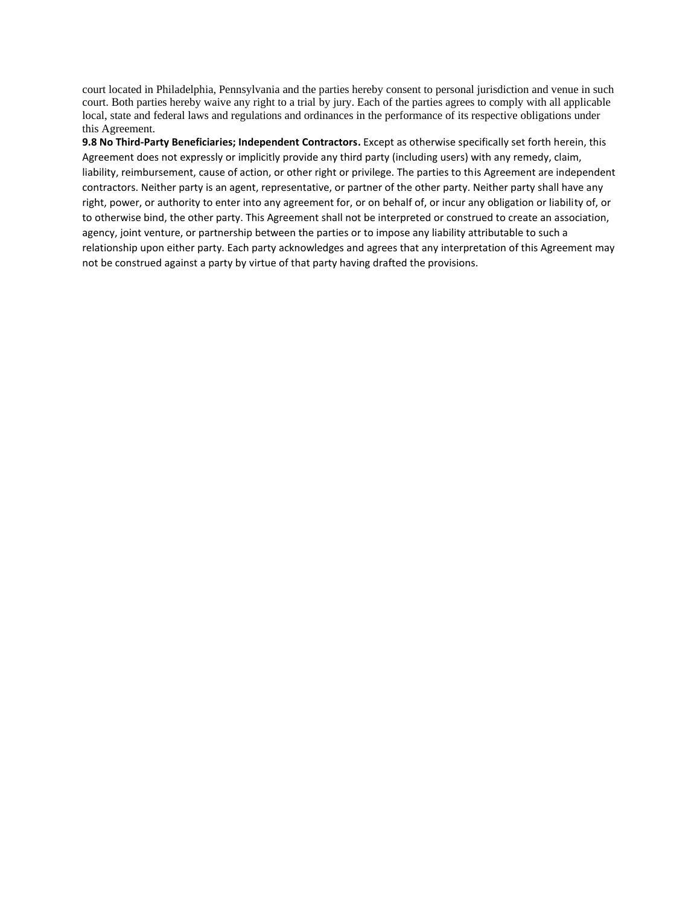court located in Philadelphia, Pennsylvania and the parties hereby consent to personal jurisdiction and venue in such court. Both parties hereby waive any right to a trial by jury. Each of the parties agrees to comply with all applicable local, state and federal laws and regulations and ordinances in the performance of its respective obligations under this Agreement.

**9.8 No Third-Party Beneficiaries; Independent Contractors.** Except as otherwise specifically set forth herein, this Agreement does not expressly or implicitly provide any third party (including users) with any remedy, claim, liability, reimbursement, cause of action, or other right or privilege. The parties to this Agreement are independent contractors. Neither party is an agent, representative, or partner of the other party. Neither party shall have any right, power, or authority to enter into any agreement for, or on behalf of, or incur any obligation or liability of, or to otherwise bind, the other party. This Agreement shall not be interpreted or construed to create an association, agency, joint venture, or partnership between the parties or to impose any liability attributable to such a relationship upon either party. Each party acknowledges and agrees that any interpretation of this Agreement may not be construed against a party by virtue of that party having drafted the provisions.